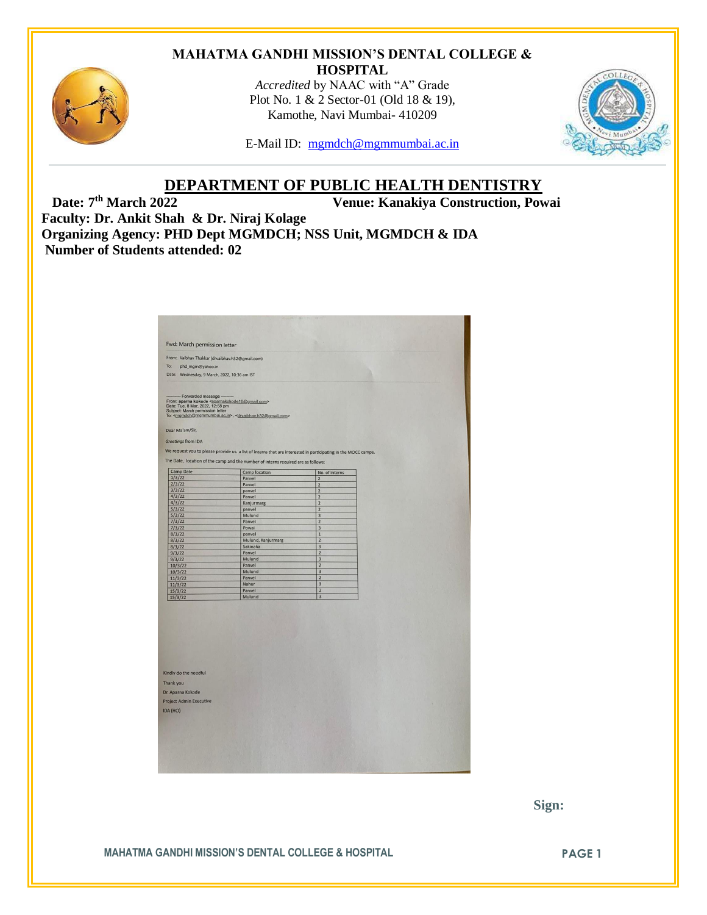# MAHATMA GANDHI MISSION'S DENTAL COLLEGE & HOSPITAL

*Accredited* by NAAC with "A" Grade
Plot No. 1 & 2 Sector-01 (Old 18 & 19),
Kamothe, Navi Mumbai- 410209

E-Mail ID: mgmdch@mgmmumbai.ac.in

## DEPARTMENT OF PUBLIC HEALTH DENTISTRY

**Date: 7th March 2022** **Venue: Kanakiya Construction, Powai**

**Faculty: Dr. Ankit Shah & Dr. Niraj Kolage**

**Organizing Agency: PHD Dept MGMDCH; NSS Unit, MGMDCH & IDA**

**Number of Students attended: 02**

Fwd: March permission letter

From: Vaibhav Thakkar (drvaibhav.h32@gmail.com)
To: phd_mgm@yahoo.in
Date: Wednesday, 9 March, 2022, 10:36 am IST

---------- Forwarded message ---------
From: aparna kokode <aparnakokode10@gmail.com>
Date: Tue, 8 Mar, 2022, 12:58 pm
Subject: March permission letter
To: <mgmdch@mgmmumbai.ac.in>, <drvaibhav.h32@gmail.com>

Dear Ma'am/Sir,

*Greetings* from IDA

We request you to please provide us a list of interns that are interested in participating in the MOCC camps.

The Date, location of the camp and the number of interns required are as follows:

| Camp Date | Camp location | No. of interns |
|---|---|---|
| 1/3/22 | Panvel | 2 |
| 2/3/22 | Panvel | 2 |
| 3/3/22 | panvel | 2 |
| 4/3/22 | Panvel | 2 |
| 4/3/22 | Kanjurmarg | 2 |
| 5/3/22 | panvel | 2 |
| 5/3/22 | Mulund | 3 |
| 7/3/22 | Panvel | 2 |
| 7/3/22 | Powai | 3 |
| 8/3/22 | panvel | 1 |
| 8/3/22 | Mulund, Kanjurmarg | 2 |
| 8/3/22 | Sakinaka | 3 |
| 9/3/22 | Panvel | 2 |
| 9/3/22 | Mulund | 3 |
| 10/3/22 | Panvel | 2 |
| 10/3/22 | Mulund | 3 |
| 11/3/22 | Panvel | 2 |
| 11/3/22 | Nahur | 3 |
| 15/3/22 | Panvel | 2 |
| 15/3/22 | Mulund | 3 |

Kindly do the needful

Thank you

Dr. Aparna Kokode
Project Admin Executive
IDA (HO)

**Sign:**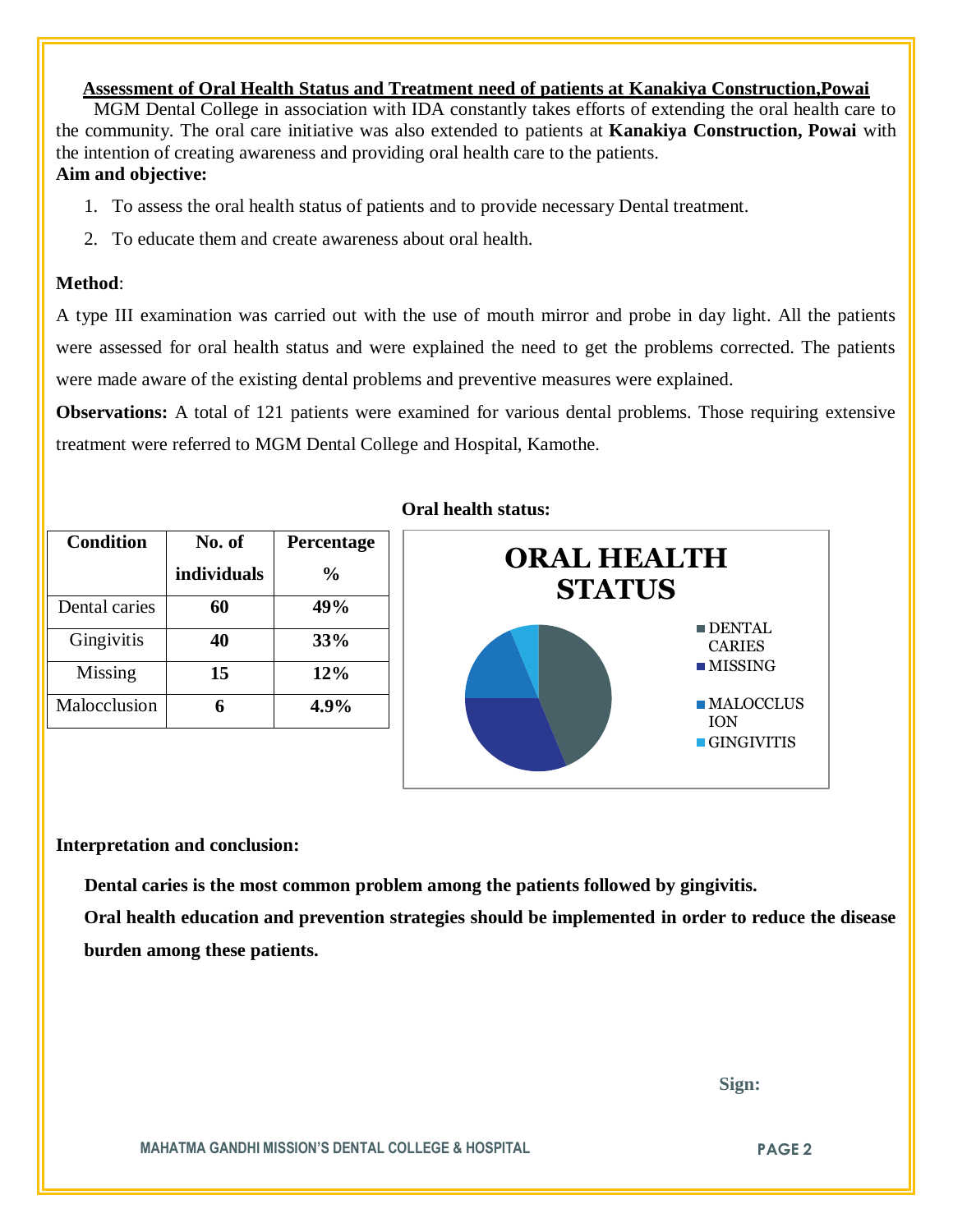## Assessment of Oral Health Status and Treatment need of patients at Kanakiya Construction,Powai

MGM Dental College in association with IDA constantly takes efforts of extending the oral health care to the community. The oral care initiative was also extended to patients at **Kanakiya Construction, Powai** with the intention of creating awareness and providing oral health care to the patients.

**Aim and objective:**

1. To assess the oral health status of patients and to provide necessary Dental treatment.
2. To educate them and create awareness about oral health.

**Method**:

A type III examination was carried out with the use of mouth mirror and probe in day light. All the patients were assessed for oral health status and were explained the need to get the problems corrected. The patients were made aware of the existing dental problems and preventive measures were explained.

**Observations:** A total of 121 patients were examined for various dental problems. Those requiring extensive treatment were referred to MGM Dental College and Hospital, Kamothe.

| Condition | No. of individuals | Percentage % |
|---|---|---|
| Dental caries | **60** | **49%** |
| Gingivitis | **40** | **33%** |
| Missing | **15** | **12%** |
| Malocclusion | **6** | **4.9%** |

**Oral health status:**

ORAL HEALTH STATUS

- DENTAL CARIES
- MISSING
- MALOCCLUSION
- GINGIVITIS

**Interpretation and conclusion:**

**Dental caries is the most common problem among the patients followed by gingivitis.**

**Oral health education and prevention strategies should be implemented in order to reduce the disease burden among these patients.**

**Sign:**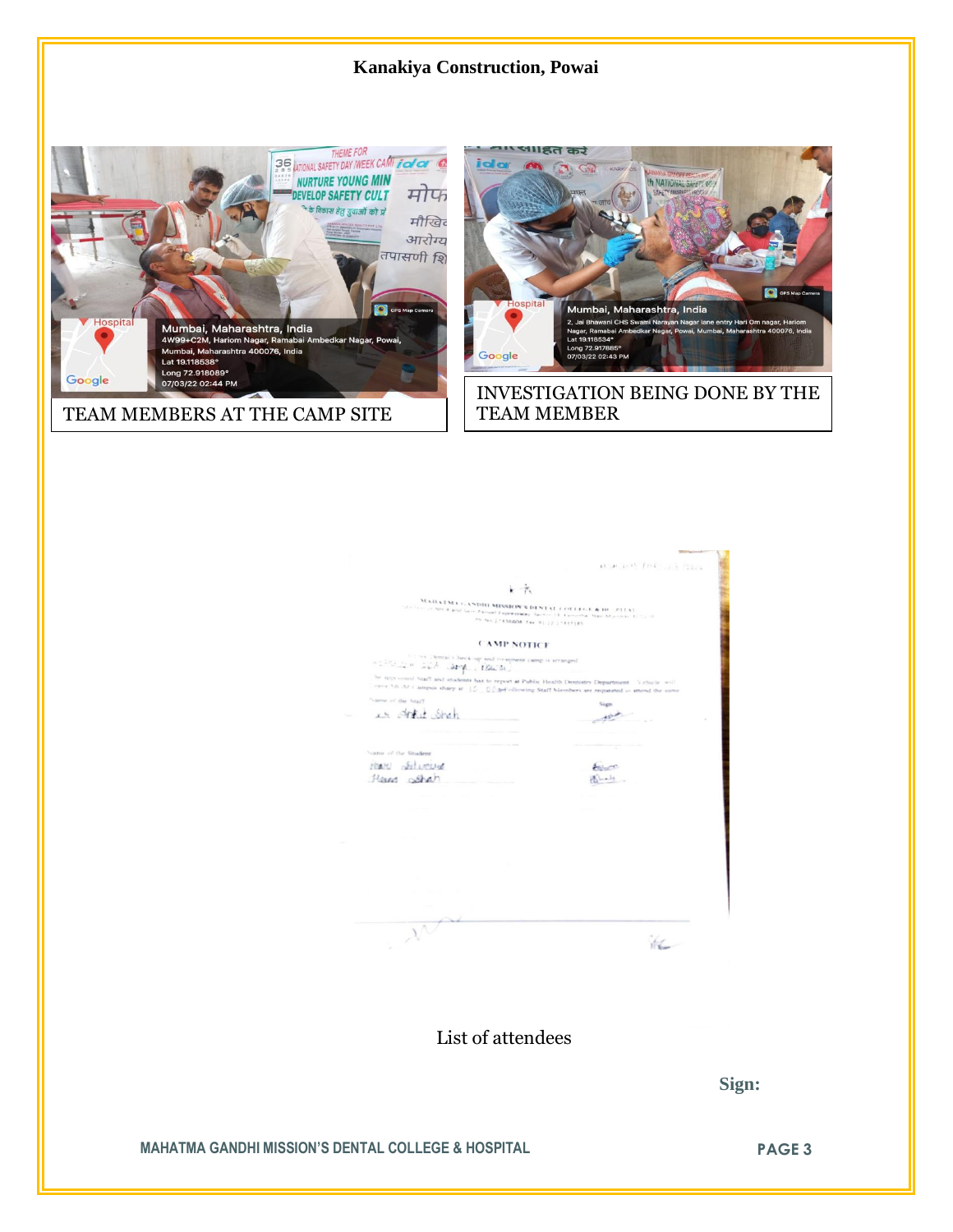**Kanakiya Construction, Powai**

TEAM MEMBERS AT THE CAMP SITE

INVESTIGATION BEING DONE BY THE TEAM MEMBER

List of attendees

**Sign:**